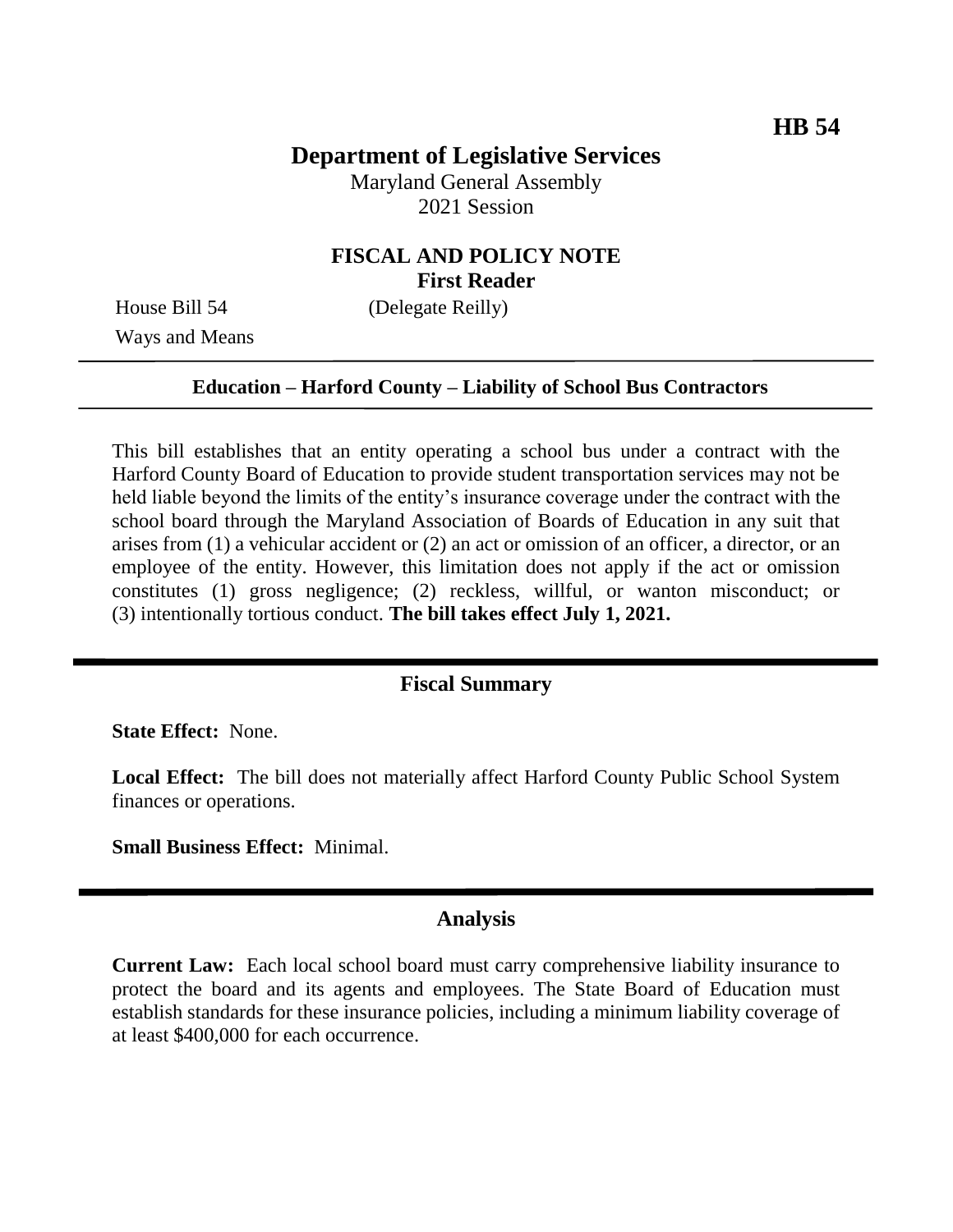**HB 54**

# Department of Legislative Services

Maryland General Assembly
2021 Session

## FISCAL AND POLICY NOTE
**First Reader**

House Bill 54 (Delegate Reilly)
Ways and Means

**Education – Harford County – Liability of School Bus Contractors**

This bill establishes that an entity operating a school bus under a contract with the Harford County Board of Education to provide student transportation services may not be held liable beyond the limits of the entity's insurance coverage under the contract with the school board through the Maryland Association of Boards of Education in any suit that arises from (1) a vehicular accident or (2) an act or omission of an officer, a director, or an employee of the entity. However, this limitation does not apply if the act or omission constitutes (1) gross negligence; (2) reckless, willful, or wanton misconduct; or (3) intentionally tortious conduct. **The bill takes effect July 1, 2021.**

## Fiscal Summary

**State Effect:** None.

**Local Effect:** The bill does not materially affect Harford County Public School System finances or operations.

**Small Business Effect:** Minimal.

## Analysis

**Current Law:** Each local school board must carry comprehensive liability insurance to protect the board and its agents and employees. The State Board of Education must establish standards for these insurance policies, including a minimum liability coverage of at least $400,000 for each occurrence.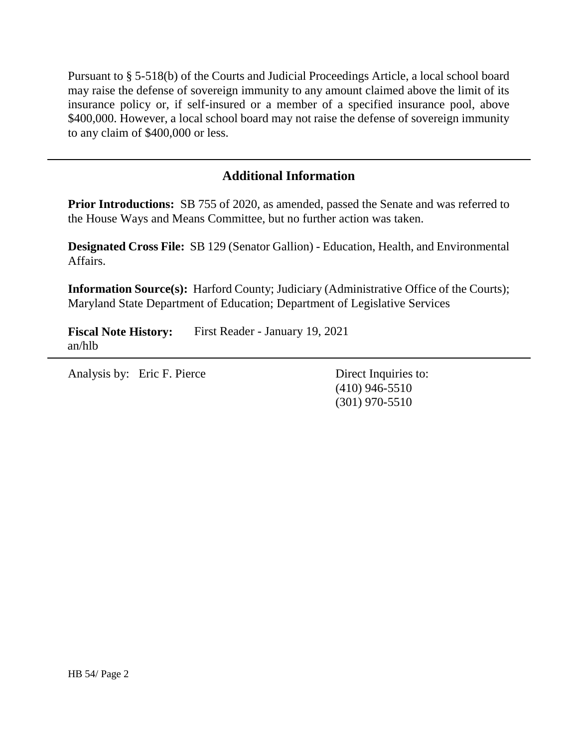Pursuant to § 5-518(b) of the Courts and Judicial Proceedings Article, a local school board may raise the defense of sovereign immunity to any amount claimed above the limit of its insurance policy or, if self-insured or a member of a specified insurance pool, above $400,000. However, a local school board may not raise the defense of sovereign immunity to any claim of $400,000 or less.

---

## Additional Information

**Prior Introductions:** SB 755 of 2020, as amended, passed the Senate and was referred to the House Ways and Means Committee, but no further action was taken.

**Designated Cross File:** SB 129 (Senator Gallion) - Education, Health, and Environmental Affairs.

**Information Source(s):** Harford County; Judiciary (Administrative Office of the Courts); Maryland State Department of Education; Department of Legislative Services

**Fiscal Note History:** First Reader - January 19, 2021
an/hlb

---

Analysis by: Eric F. Pierce

Direct Inquiries to:
(410) 946-5510
(301) 970-5510